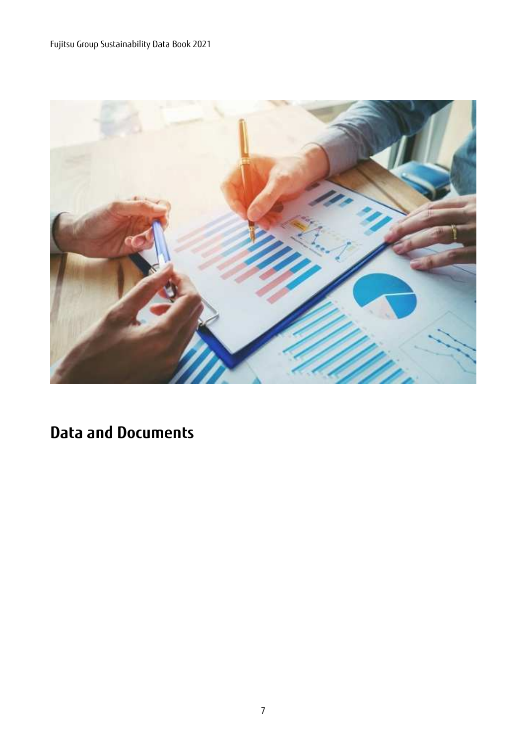# Data and Documents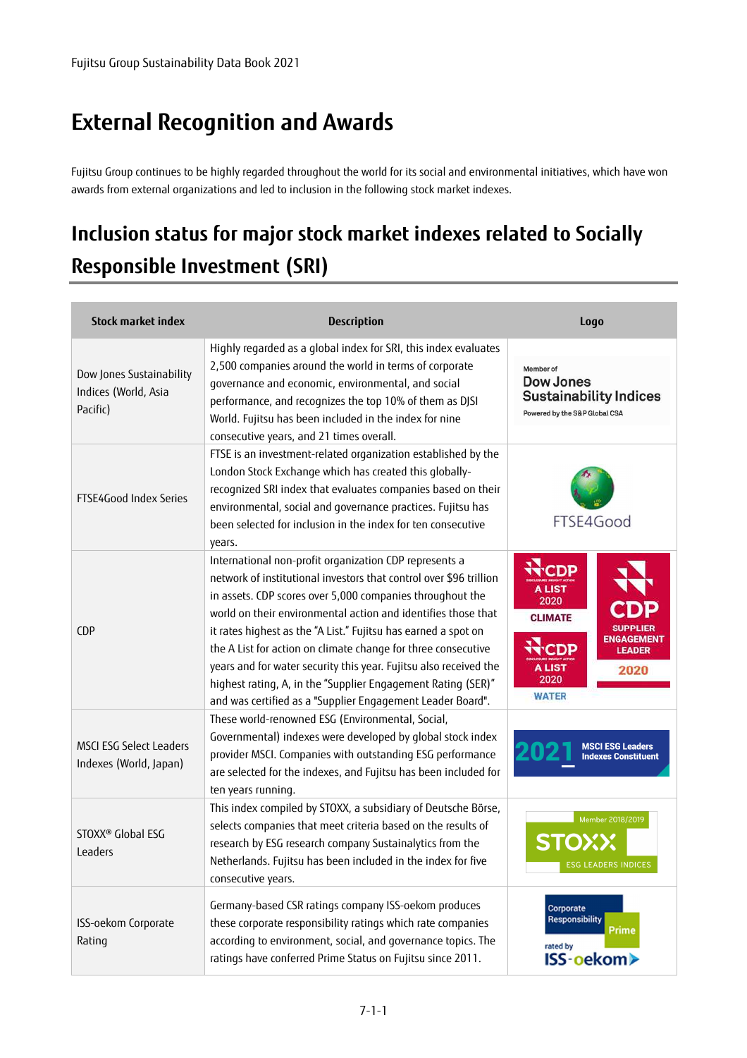# External Recognition and Awards

Fujitsu Group continues to be highly regarded throughout the world for its social and environmental initiatives, which have won awards from external organizations and led to inclusion in the following stock market indexes.

## Inclusion status for major stock market indexes related to Socially Responsible Investment (SRI)

| Stock market index | Description | Logo |
|---|---|---|
| Dow Jones Sustainability Indices (World, Asia Pacific) | Highly regarded as a global index for SRI, this index evaluates 2,500 companies around the world in terms of corporate governance and economic, environmental, and social performance, and recognizes the top 10% of them as DJSI World. Fujitsu has been included in the index for nine consecutive years, and 21 times overall. | Member of Dow Jones Sustainability Indices Powered by the S&P Global CSA |
| FTSE4Good Index Series | FTSE is an investment-related organization established by the London Stock Exchange which has created this globally-recognized SRI index that evaluates companies based on their environmental, social and governance practices. Fujitsu has been selected for inclusion in the index for ten consecutive years. | FTSE4Good |
| CDP | International non-profit organization CDP represents a network of institutional investors that control over $96 trillion in assets. CDP scores over 5,000 companies throughout the world on their environmental action and identifies those that it rates highest as the "A List." Fujitsu has earned a spot on the A List for action on climate change for three consecutive years and for water security this year. Fujitsu also received the highest rating, A, in the "Supplier Engagement Rating (SER)" and was certified as a "Supplier Engagement Leader Board". | CDP A LIST 2020 CLIMATE; CDP A LIST 2020 WATER; CDP SUPPLIER ENGAGEMENT LEADER 2020 |
| MSCI ESG Select Leaders Indexes (World, Japan) | These world-renowned ESG (Environmental, Social, Governmental) indexes were developed by global stock index provider MSCI. Companies with outstanding ESG performance are selected for the indexes, and Fujitsu has been included for ten years running. | 2021 MSCI ESG Leaders Indexes Constituent |
| STOXX® Global ESG Leaders | This index compiled by STOXX, a subsidiary of Deutsche Börse, selects companies that meet criteria based on the results of research by ESG research company Sustainalytics from the Netherlands. Fujitsu has been included in the index for five consecutive years. | Member 2018/2019 STOXX ESG LEADERS INDICES |
| ISS-oekom Corporate Rating | Germany-based CSR ratings company ISS-oekom produces these corporate responsibility ratings which rate companies according to environment, social, and governance topics. The ratings have conferred Prime Status on Fujitsu since 2011. | Corporate Responsibility Prime rated by ISS-oekom |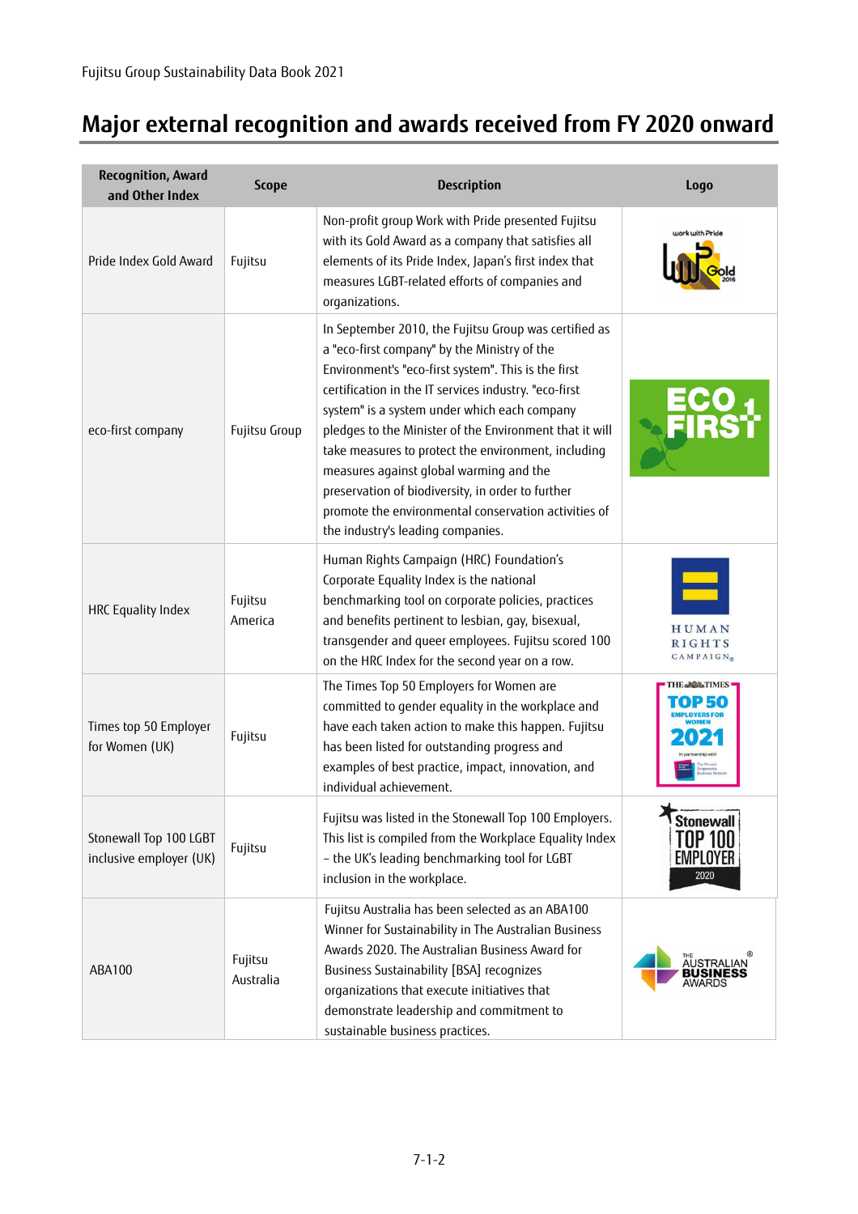# Major external recognition and awards received from FY 2020 onward

| Recognition, Award and Other Index | Scope | Description | Logo |
|---|---|---|---|
| Pride Index Gold Award | Fujitsu | Non-profit group Work with Pride presented Fujitsu with its Gold Award as a company that satisfies all elements of its Pride Index, Japan's first index that measures LGBT-related efforts of companies and organizations. | |
| eco-first company | Fujitsu Group | In September 2010, the Fujitsu Group was certified as a "eco-first company" by the Ministry of the Environment's "eco-first system". This is the first certification in the IT services industry. "eco-first system" is a system under which each company pledges to the Minister of the Environment that it will take measures to protect the environment, including measures against global warming and the preservation of biodiversity, in order to further promote the environmental conservation activities of the industry's leading companies. | |
| HRC Equality Index | Fujitsu America | Human Rights Campaign (HRC) Foundation's Corporate Equality Index is the national benchmarking tool on corporate policies, practices and benefits pertinent to lesbian, gay, bisexual, transgender and queer employees. Fujitsu scored 100 on the HRC Index for the second year on a row. | |
| Times top 50 Employer for Women (UK) | Fujitsu | The Times Top 50 Employers for Women are committed to gender equality in the workplace and have each taken action to make this happen. Fujitsu has been listed for outstanding progress and examples of best practice, impact, innovation, and individual achievement. | |
| Stonewall Top 100 LGBT inclusive employer (UK) | Fujitsu | Fujitsu was listed in the Stonewall Top 100 Employers. This list is compiled from the Workplace Equality Index – the UK's leading benchmarking tool for LGBT inclusion in the workplace. | |
| ABA100 | Fujitsu Australia | Fujitsu Australia has been selected as an ABA100 Winner for Sustainability in The Australian Business Awards 2020. The Australian Business Award for Business Sustainability [BSA] recognizes organizations that execute initiatives that demonstrate leadership and commitment to sustainable business practices. | |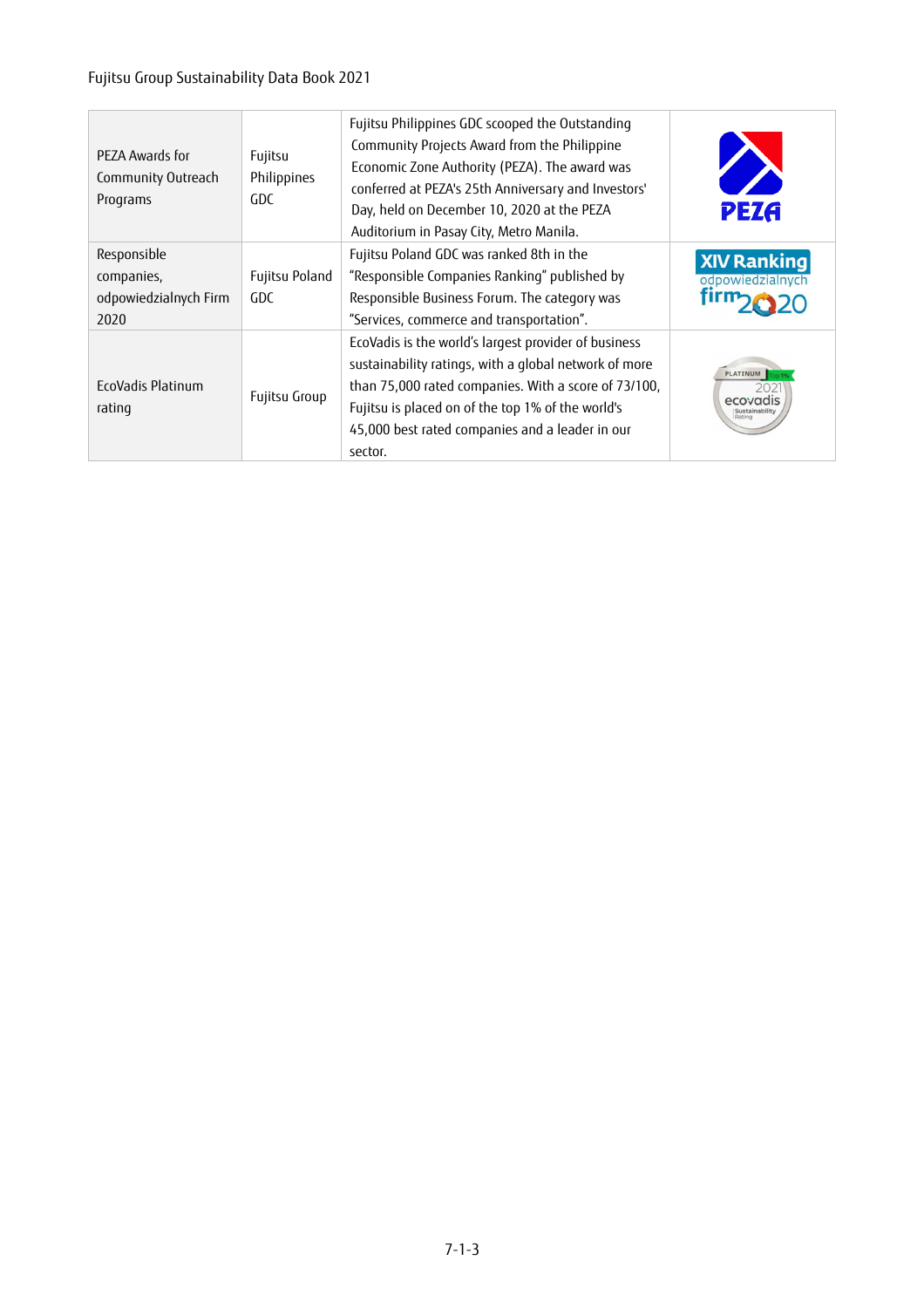| PEZA Awards for Community Outreach Programs | Fujitsu Philippines GDC | Fujitsu Philippines GDC scooped the Outstanding Community Projects Award from the Philippine Economic Zone Authority (PEZA). The award was conferred at PEZA's 25th Anniversary and Investors' Day, held on December 10, 2020 at the PEZA Auditorium in Pasay City, Metro Manila. | PEZA |
|---|---|---|---|
| Responsible companies, odpowiedzialnych Firm 2020 | Fujitsu Poland GDC | Fujitsu Poland GDC was ranked 8th in the "Responsible Companies Ranking" published by Responsible Business Forum. The category was "Services, commerce and transportation". | XIV Ranking odpowiedzialnych firm 2020 |
| EcoVadis Platinum rating | Fujitsu Group | EcoVadis is the world's largest provider of business sustainability ratings, with a global network of more than 75,000 rated companies. With a score of 73/100, Fujitsu is placed on of the top 1% of the world's 45,000 best rated companies and a leader in our sector. | PLATINUM Top 1% 2021 ecovadis Sustainability Rating |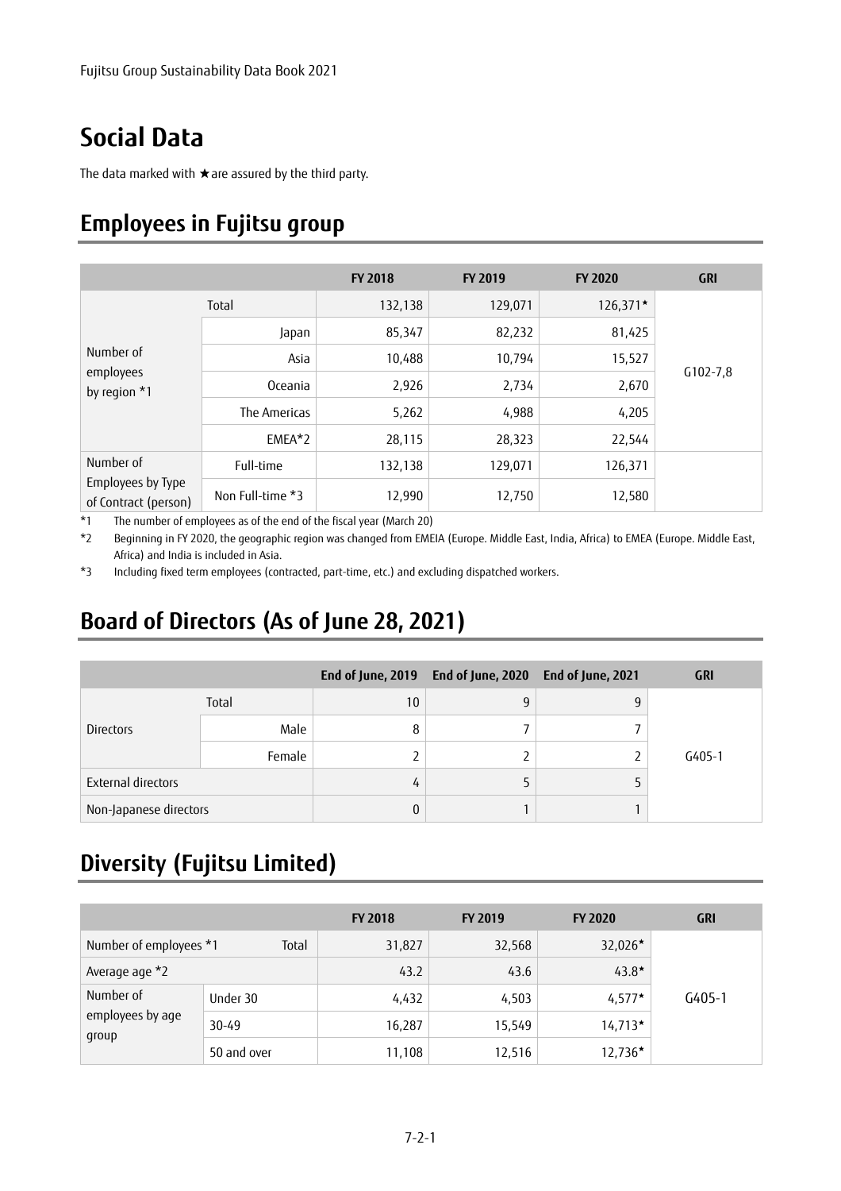# Social Data

The data marked with ★are assured by the third party.

## Employees in Fujitsu group

| | | FY 2018 | FY 2019 | FY 2020 | GRI |
|---|---|---|---|---|---|
| Number of employees by region *1 | Total | 132,138 | 129,071 | 126,371★ | G102-7,8 |
| | Japan | 85,347 | 82,232 | 81,425 | |
| | Asia | 10,488 | 10,794 | 15,527 | |
| | Oceania | 2,926 | 2,734 | 2,670 | |
| | The Americas | 5,262 | 4,988 | 4,205 | |
| | EMEA*2 | 28,115 | 28,323 | 22,544 | |
| Number of Employees by Type of Contract (person) | Full-time | 132,138 | 129,071 | 126,371 | |
| | Non Full-time *3 | 12,990 | 12,750 | 12,580 | |

*1 The number of employees as of the end of the fiscal year (March 20)

*2 Beginning in FY 2020, the geographic region was changed from EMEIA (Europe. Middle East, India, Africa) to EMEA (Europe. Middle East, Africa) and India is included in Asia.

*3 Including fixed term employees (contracted, part-time, etc.) and excluding dispatched workers.

## Board of Directors (As of June 28, 2021)

| | | End of June, 2019 | End of June, 2020 | End of June, 2021 | GRI |
|---|---|---|---|---|---|
| Directors | Total | 10 | 9 | 9 | G405-1 |
| | Male | 8 | 7 | 7 | |
| | Female | 2 | 2 | 2 | |
| External directors | | 4 | 5 | 5 | |
| Non-Japanese directors | | 0 | 1 | 1 | |

## Diversity (Fujitsu Limited)

| | | FY 2018 | FY 2019 | FY 2020 | GRI |
|---|---|---|---|---|---|
| Number of employees *1 | Total | 31,827 | 32,568 | 32,026★ | G405-1 |
| Average age *2 | | 43.2 | 43.6 | 43.8★ | |
| Number of employees by age group | Under 30 | 4,432 | 4,503 | 4,577★ | |
| | 30-49 | 16,287 | 15,549 | 14,713★ | |
| | 50 and over | 11,108 | 12,516 | 12,736★ | |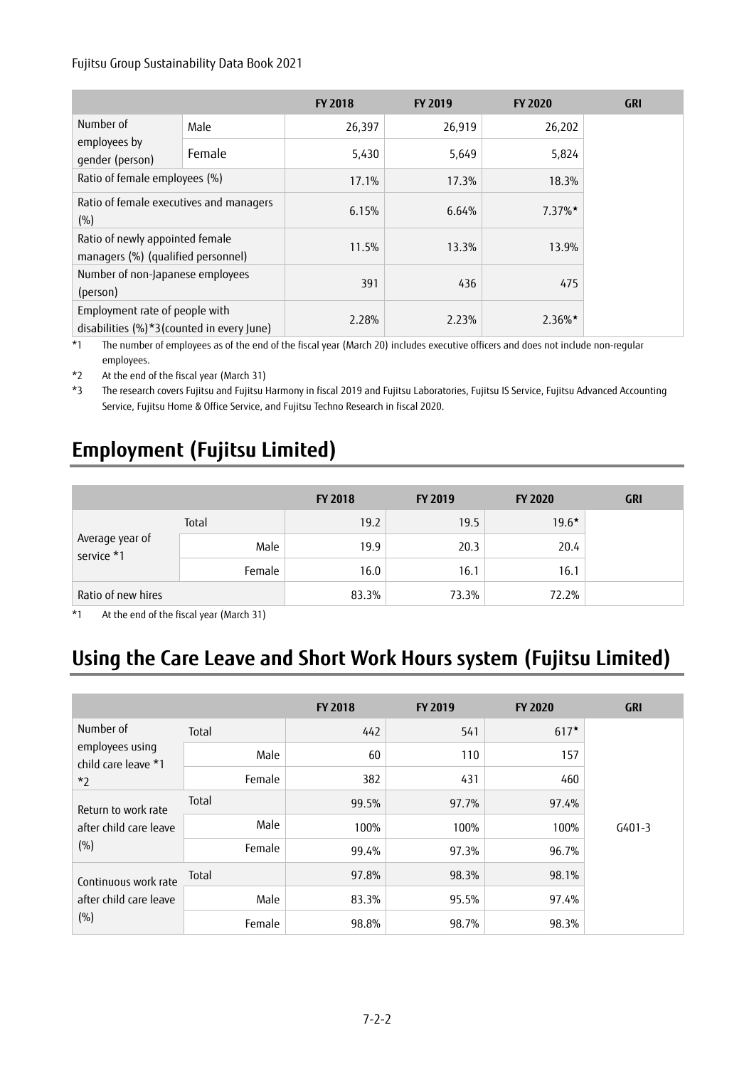| | | FY 2018 | FY 2019 | FY 2020 | GRI |
|---|---|---|---|---|---|
| Number of employees by gender (person) | Male | 26,397 | 26,919 | 26,202 | |
| | Female | 5,430 | 5,649 | 5,824 | |
| Ratio of female employees (%) | | 17.1% | 17.3% | 18.3% | |
| Ratio of female executives and managers (%) | | 6.15% | 6.64% | 7.37%★ | |
| Ratio of newly appointed female managers (%) (qualified personnel) | | 11.5% | 13.3% | 13.9% | |
| Number of non-Japanese employees (person) | | 391 | 436 | 475 | |
| Employment rate of people with disabilities (%)*3(counted in every June) | | 2.28% | 2.23% | 2.36%★ | |

*1 The number of employees as of the end of the fiscal year (March 20) includes executive officers and does not include non-regular employees.

*2 At the end of the fiscal year (March 31)

*3 The research covers Fujitsu and Fujitsu Harmony in fiscal 2019 and Fujitsu Laboratories, Fujitsu IS Service, Fujitsu Advanced Accounting Service, Fujitsu Home & Office Service, and Fujitsu Techno Research in fiscal 2020.

## Employment (Fujitsu Limited)

| | | FY 2018 | FY 2019 | FY 2020 | GRI |
|---|---|---|---|---|---|
| Average year of service *1 | Total | 19.2 | 19.5 | 19.6★ | |
| | Male | 19.9 | 20.3 | 20.4 | |
| | Female | 16.0 | 16.1 | 16.1 | |
| Ratio of new hires | | 83.3% | 73.3% | 72.2% | |

*1 At the end of the fiscal year (March 31)

## Using the Care Leave and Short Work Hours system (Fujitsu Limited)

| | | FY 2018 | FY 2019 | FY 2020 | GRI |
|---|---|---|---|---|---|
| Number of employees using child care leave *1 *2 | Total | 442 | 541 | 617★ | G401-3 |
| | Male | 60 | 110 | 157 | |
| | Female | 382 | 431 | 460 | |
| Return to work rate after child care leave (%) | Total | 99.5% | 97.7% | 97.4% | |
| | Male | 100% | 100% | 100% | |
| | Female | 99.4% | 97.3% | 96.7% | |
| Continuous work rate after child care leave (%) | Total | 97.8% | 98.3% | 98.1% | |
| | Male | 83.3% | 95.5% | 97.4% | |
| | Female | 98.8% | 98.7% | 98.3% | |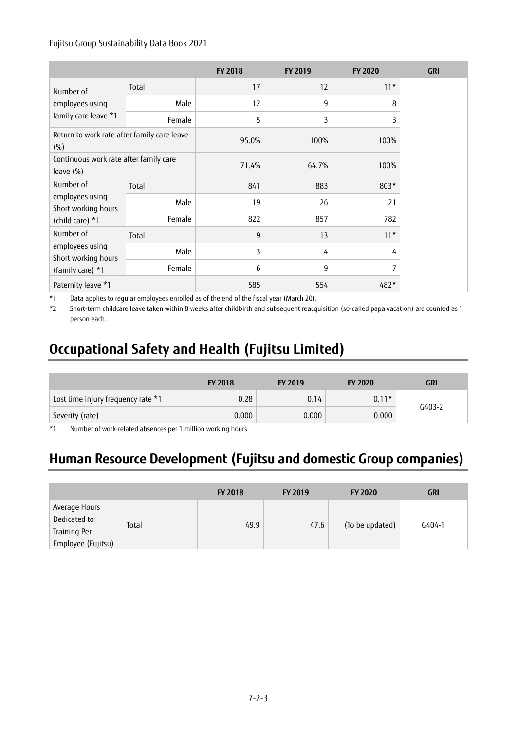| | | FY 2018 | FY 2019 | FY 2020 | GRI |
|---|---|---|---|---|---|
| Number of employees using family care leave *1 | Total | 17 | 12 | 11* | |
| | Male | 12 | 9 | 8 | |
| | Female | 5 | 3 | 3 | |
| Return to work rate after family care leave (%) | | 95.0% | 100% | 100% | |
| Continuous work rate after family care leave (%) | | 71.4% | 64.7% | 100% | |
| Number of employees using Short working hours (child care) *1 | Total | 841 | 883 | 803* | |
| | Male | 19 | 26 | 21 | |
| | Female | 822 | 857 | 782 | |
| Number of employees using Short working hours (family care) *1 | Total | 9 | 13 | 11* | |
| | Male | 3 | 4 | 4 | |
| | Female | 6 | 9 | 7 | |
| Paternity leave *1 | | 585 | 554 | 482* | |

*1 Data applies to regular employees enrolled as of the end of the fiscal year (March 20).

*2 Short-term childcare leave taken within 8 weeks after childbirth and subsequent reacquisition (so-called papa vacation) are counted as 1 person each.

## Occupational Safety and Health (Fujitsu Limited)

| | FY 2018 | FY 2019 | FY 2020 | GRI |
|---|---|---|---|---|
| Lost time injury frequency rate *1 | 0.28 | 0.14 | 0.11* | G403-2 |
| Severity (rate) | 0.000 | 0.000 | 0.000 | |

*1 Number of work-related absences per 1 million working hours

## Human Resource Development (Fujitsu and domestic Group companies)

| | | FY 2018 | FY 2019 | FY 2020 | GRI |
|---|---|---|---|---|---|
| Average Hours Dedicated to Training Per Employee (Fujitsu) | Total | 49.9 | 47.6 | (To be updated) | G404-1 |